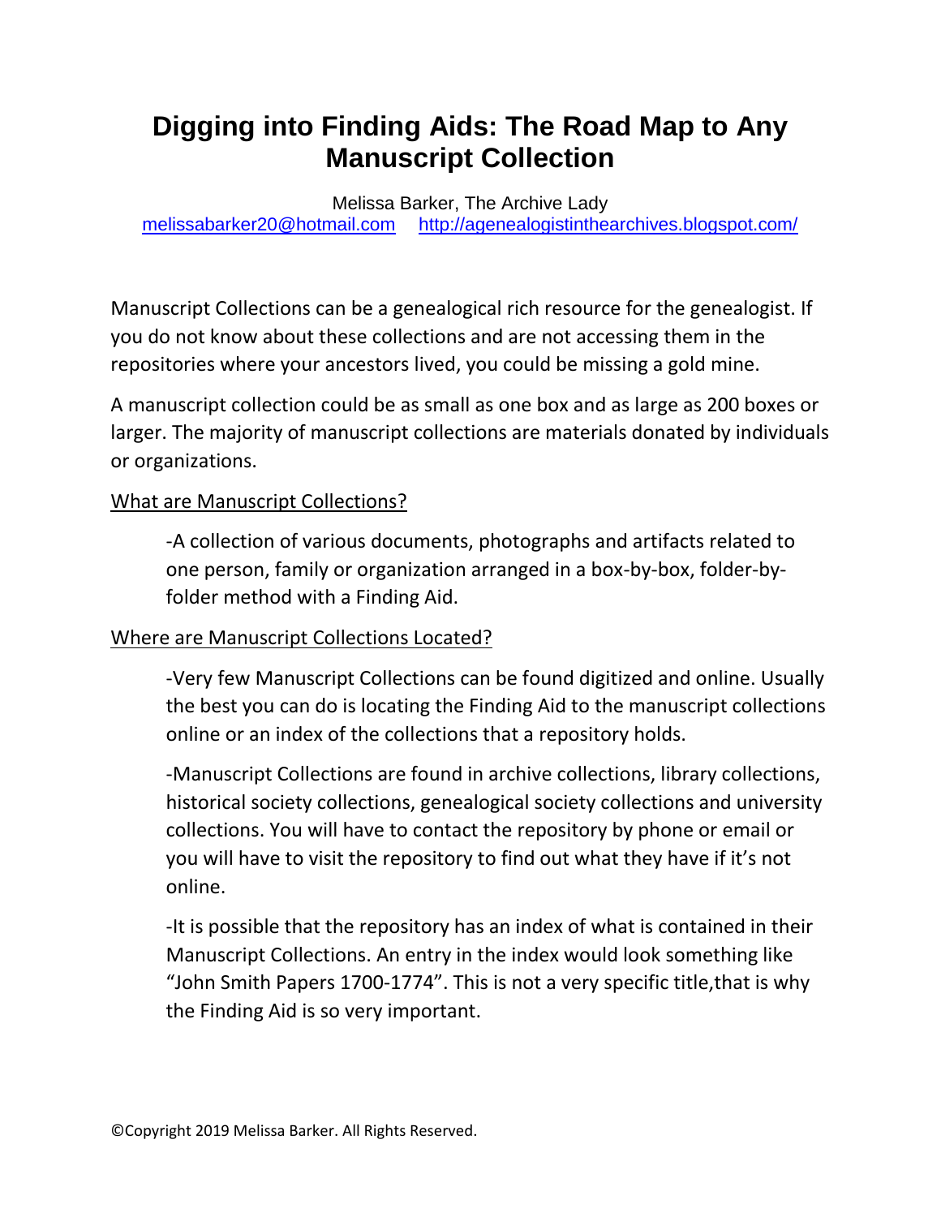# Digging into Finding Aids: The Road Map to Any Manuscript Collection

Melissa Barker, The Archive Lady
melissabarker20@hotmail.com    http://agenealogistinthearchives.blogspot.com/

Manuscript Collections can be a genealogical rich resource for the genealogist. If you do not know about these collections and are not accessing them in the repositories where your ancestors lived, you could be missing a gold mine.

A manuscript collection could be as small as one box and as large as 200 boxes or larger. The majority of manuscript collections are materials donated by individuals or organizations.

<u>What are Manuscript Collections?</u>

-A collection of various documents, photographs and artifacts related to one person, family or organization arranged in a box-by-box, folder-by-folder method with a Finding Aid.

<u>Where are Manuscript Collections Located?</u>

-Very few Manuscript Collections can be found digitized and online. Usually the best you can do is locating the Finding Aid to the manuscript collections online or an index of the collections that a repository holds.

-Manuscript Collections are found in archive collections, library collections, historical society collections, genealogical society collections and university collections. You will have to contact the repository by phone or email or you will have to visit the repository to find out what they have if it's not online.

-It is possible that the repository has an index of what is contained in their Manuscript Collections. An entry in the index would look something like "John Smith Papers 1700-1774". This is not a very specific title,that is why the Finding Aid is so very important.

©Copyright 2019 Melissa Barker. All Rights Reserved.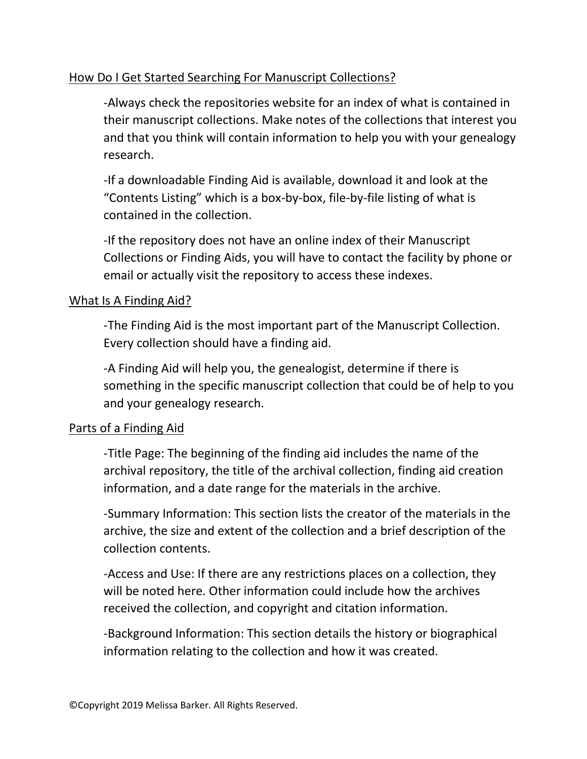## How Do I Get Started Searching For Manuscript Collections?

-Always check the repositories website for an index of what is contained in their manuscript collections. Make notes of the collections that interest you and that you think will contain information to help you with your genealogy research.

-If a downloadable Finding Aid is available, download it and look at the "Contents Listing" which is a box-by-box, file-by-file listing of what is contained in the collection.

-If the repository does not have an online index of their Manuscript Collections or Finding Aids, you will have to contact the facility by phone or email or actually visit the repository to access these indexes.

## What Is A Finding Aid?

-The Finding Aid is the most important part of the Manuscript Collection. Every collection should have a finding aid.

-A Finding Aid will help you, the genealogist, determine if there is something in the specific manuscript collection that could be of help to you and your genealogy research.

## Parts of a Finding Aid

-Title Page: The beginning of the finding aid includes the name of the archival repository, the title of the archival collection, finding aid creation information, and a date range for the materials in the archive.

-Summary Information: This section lists the creator of the materials in the archive, the size and extent of the collection and a brief description of the collection contents.

-Access and Use: If there are any restrictions places on a collection, they will be noted here. Other information could include how the archives received the collection, and copyright and citation information.

-Background Information: This section details the history or biographical information relating to the collection and how it was created.

©Copyright 2019 Melissa Barker. All Rights Reserved.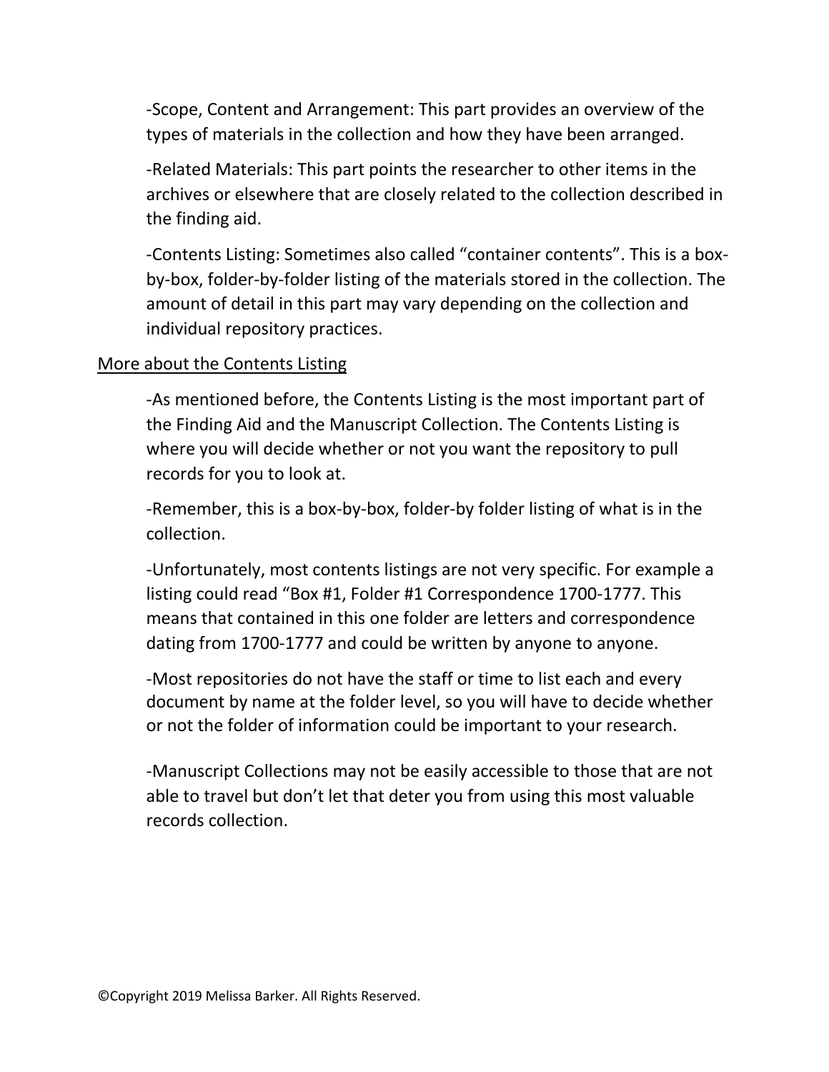-Scope, Content and Arrangement: This part provides an overview of the types of materials in the collection and how they have been arranged.

-Related Materials: This part points the researcher to other items in the archives or elsewhere that are closely related to the collection described in the finding aid.

-Contents Listing: Sometimes also called "container contents". This is a box-by-box, folder-by-folder listing of the materials stored in the collection. The amount of detail in this part may vary depending on the collection and individual repository practices.

<u>More about the Contents Listing</u>

-As mentioned before, the Contents Listing is the most important part of the Finding Aid and the Manuscript Collection. The Contents Listing is where you will decide whether or not you want the repository to pull records for you to look at.

-Remember, this is a box-by-box, folder-by folder listing of what is in the collection.

-Unfortunately, most contents listings are not very specific. For example a listing could read "Box #1, Folder #1 Correspondence 1700-1777. This means that contained in this one folder are letters and correspondence dating from 1700-1777 and could be written by anyone to anyone.

-Most repositories do not have the staff or time to list each and every document by name at the folder level, so you will have to decide whether or not the folder of information could be important to your research.

-Manuscript Collections may not be easily accessible to those that are not able to travel but don't let that deter you from using this most valuable records collection.

©Copyright 2019 Melissa Barker. All Rights Reserved.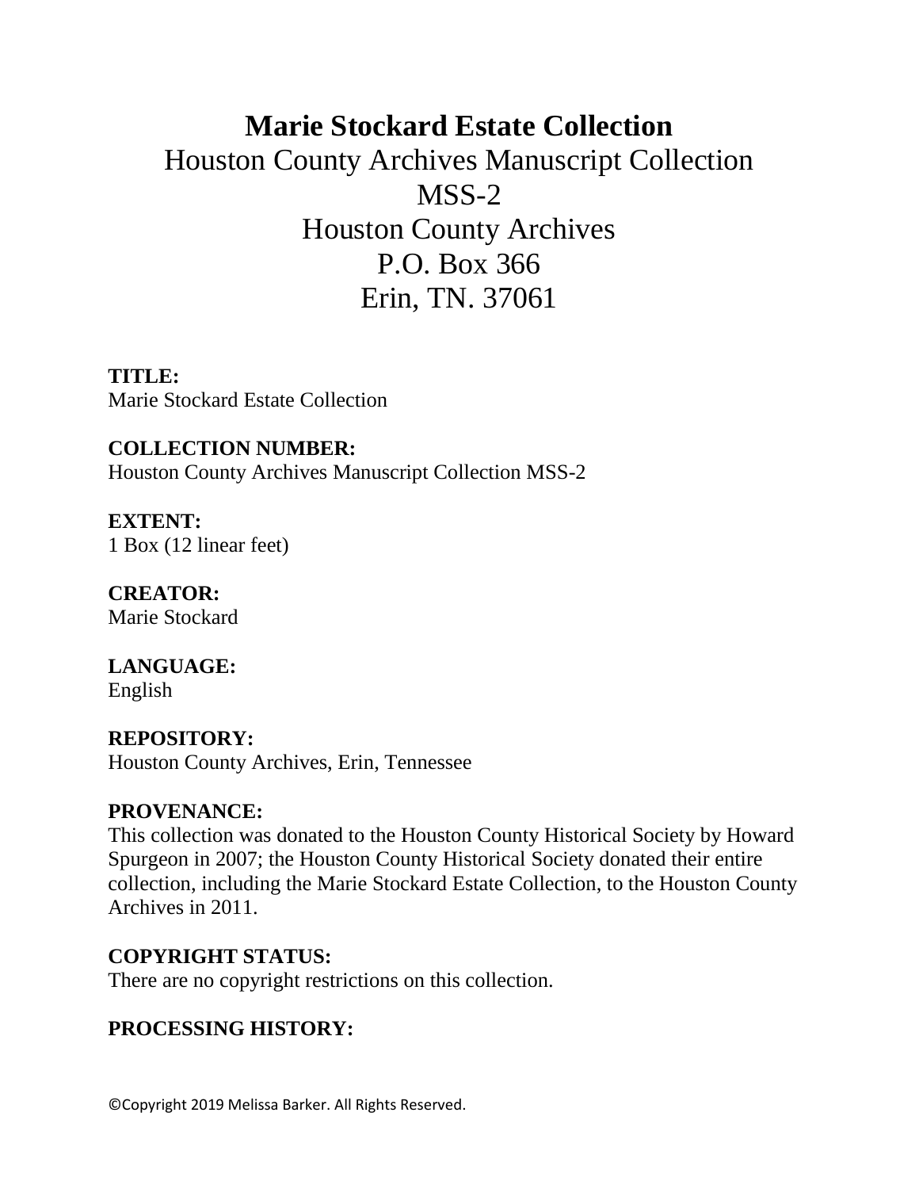# Marie Stockard Estate Collection

Houston County Archives Manuscript Collection
MSS-2
Houston County Archives
P.O. Box 366
Erin, TN. 37061

**TITLE:**
Marie Stockard Estate Collection

**COLLECTION NUMBER:**
Houston County Archives Manuscript Collection MSS-2

**EXTENT:**
1 Box (12 linear feet)

**CREATOR:**
Marie Stockard

**LANGUAGE:**
English

**REPOSITORY:**
Houston County Archives, Erin, Tennessee

**PROVENANCE:**
This collection was donated to the Houston County Historical Society by Howard Spurgeon in 2007; the Houston County Historical Society donated their entire collection, including the Marie Stockard Estate Collection, to the Houston County Archives in 2011.

**COPYRIGHT STATUS:**
There are no copyright restrictions on this collection.

**PROCESSING HISTORY:**

©Copyright 2019 Melissa Barker. All Rights Reserved.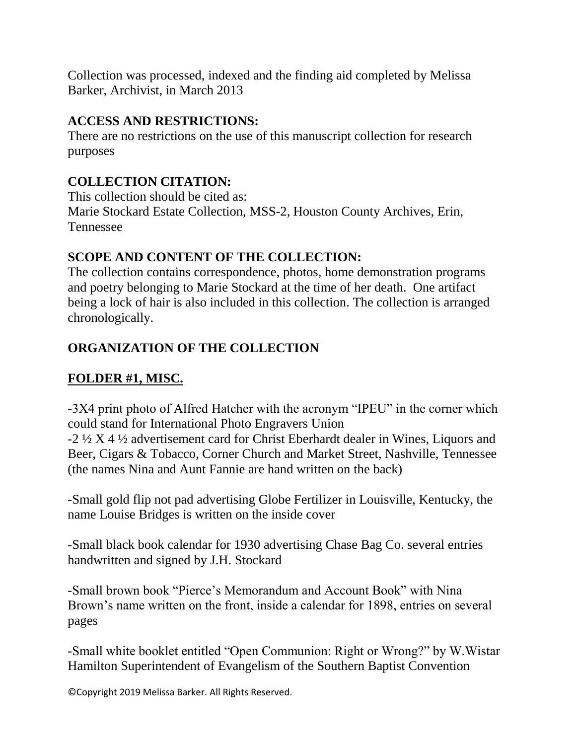Collection was processed, indexed and the finding aid completed by Melissa Barker, Archivist, in March 2013

## ACCESS AND RESTRICTIONS:

There are no restrictions on the use of this manuscript collection for research purposes

## COLLECTION CITATION:

This collection should be cited as:
Marie Stockard Estate Collection, MSS-2, Houston County Archives, Erin, Tennessee

## SCOPE AND CONTENT OF THE COLLECTION:

The collection contains correspondence, photos, home demonstration programs and poetry belonging to Marie Stockard at the time of her death. One artifact being a lock of hair is also included in this collection. The collection is arranged chronologically.

## ORGANIZATION OF THE COLLECTION

### <u>FOLDER #1, MISC.</u>

-3X4 print photo of Alfred Hatcher with the acronym "IPEU" in the corner which could stand for International Photo Engravers Union
-2 ½ X 4 ½ advertisement card for Christ Eberhardt dealer in Wines, Liquors and Beer, Cigars & Tobacco, Corner Church and Market Street, Nashville, Tennessee (the names Nina and Aunt Fannie are hand written on the back)

-Small gold flip not pad advertising Globe Fertilizer in Louisville, Kentucky, the name Louise Bridges is written on the inside cover

-Small black book calendar for 1930 advertising Chase Bag Co. several entries handwritten and signed by J.H. Stockard

-Small brown book "Pierce's Memorandum and Account Book" with Nina Brown's name written on the front, inside a calendar for 1898, entries on several pages

-Small white booklet entitled "Open Communion: Right or Wrong?" by W.Wistar Hamilton Superintendent of Evangelism of the Southern Baptist Convention

©Copyright 2019 Melissa Barker. All Rights Reserved.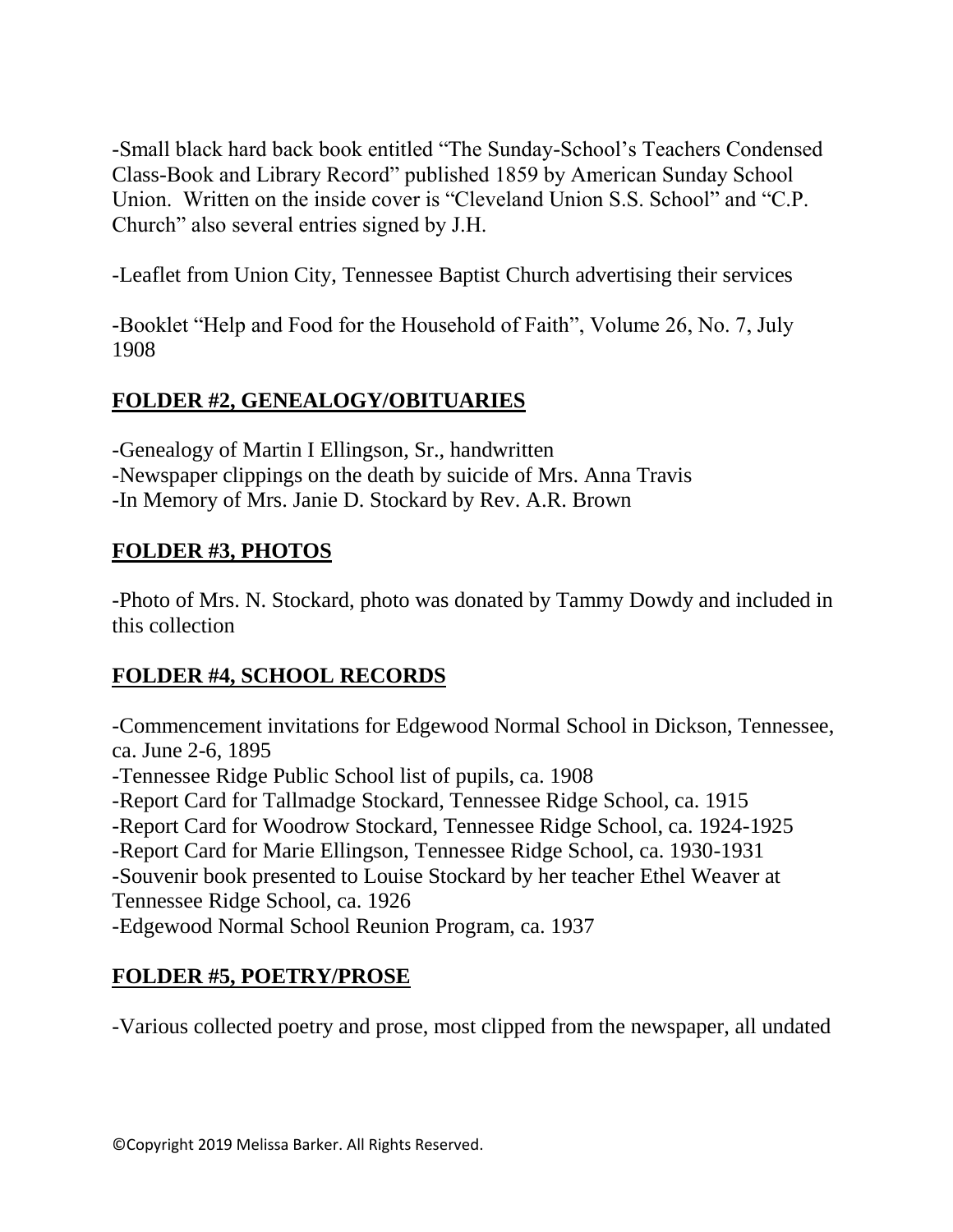-Small black hard back book entitled "The Sunday-School's Teachers Condensed Class-Book and Library Record" published 1859 by American Sunday School Union. Written on the inside cover is "Cleveland Union S.S. School" and "C.P. Church" also several entries signed by J.H.

-Leaflet from Union City, Tennessee Baptist Church advertising their services

-Booklet "Help and Food for the Household of Faith", Volume 26, No. 7, July 1908

## FOLDER #2, GENEALOGY/OBITUARIES

-Genealogy of Martin I Ellingson, Sr., handwritten
-Newspaper clippings on the death by suicide of Mrs. Anna Travis
-In Memory of Mrs. Janie D. Stockard by Rev. A.R. Brown

## FOLDER #3, PHOTOS

-Photo of Mrs. N. Stockard, photo was donated by Tammy Dowdy and included in this collection

## FOLDER #4, SCHOOL RECORDS

-Commencement invitations for Edgewood Normal School in Dickson, Tennessee, ca. June 2-6, 1895
-Tennessee Ridge Public School list of pupils, ca. 1908
-Report Card for Tallmadge Stockard, Tennessee Ridge School, ca. 1915
-Report Card for Woodrow Stockard, Tennessee Ridge School, ca. 1924-1925
-Report Card for Marie Ellingson, Tennessee Ridge School, ca. 1930-1931
-Souvenir book presented to Louise Stockard by her teacher Ethel Weaver at Tennessee Ridge School, ca. 1926
-Edgewood Normal School Reunion Program, ca. 1937

## FOLDER #5, POETRY/PROSE

-Various collected poetry and prose, most clipped from the newspaper, all undated

©Copyright 2019 Melissa Barker. All Rights Reserved.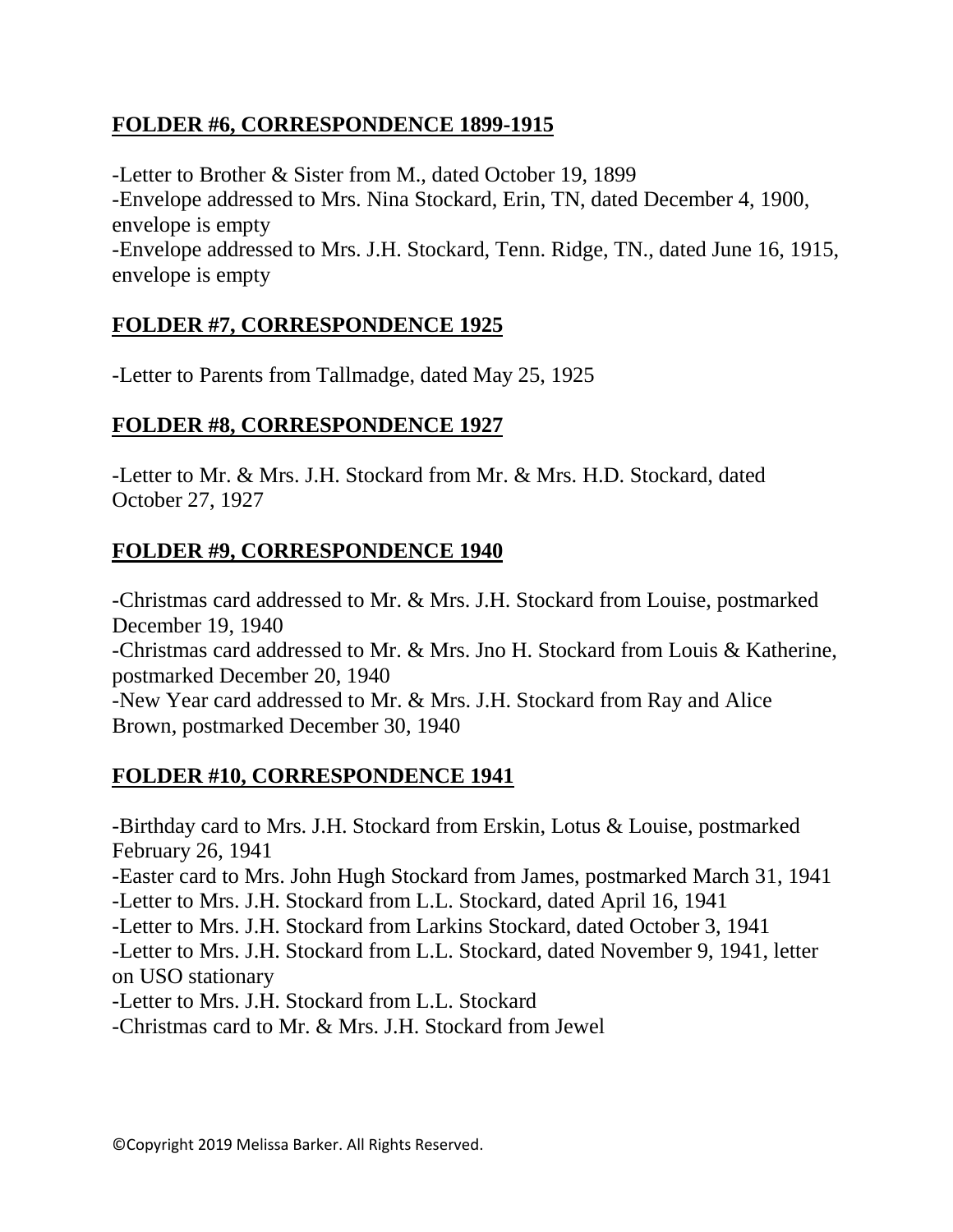## FOLDER #6, CORRESPONDENCE 1899-1915

-Letter to Brother & Sister from M., dated October 19, 1899
-Envelope addressed to Mrs. Nina Stockard, Erin, TN, dated December 4, 1900, envelope is empty
-Envelope addressed to Mrs. J.H. Stockard, Tenn. Ridge, TN., dated June 16, 1915, envelope is empty

## FOLDER #7, CORRESPONDENCE 1925

-Letter to Parents from Tallmadge, dated May 25, 1925

## FOLDER #8, CORRESPONDENCE 1927

-Letter to Mr. & Mrs. J.H. Stockard from Mr. & Mrs. H.D. Stockard, dated October 27, 1927

## FOLDER #9, CORRESPONDENCE 1940

-Christmas card addressed to Mr. & Mrs. J.H. Stockard from Louise, postmarked December 19, 1940
-Christmas card addressed to Mr. & Mrs. Jno H. Stockard from Louis & Katherine, postmarked December 20, 1940
-New Year card addressed to Mr. & Mrs. J.H. Stockard from Ray and Alice Brown, postmarked December 30, 1940

## FOLDER #10, CORRESPONDENCE 1941

-Birthday card to Mrs. J.H. Stockard from Erskin, Lotus & Louise, postmarked February 26, 1941
-Easter card to Mrs. John Hugh Stockard from James, postmarked March 31, 1941
-Letter to Mrs. J.H. Stockard from L.L. Stockard, dated April 16, 1941
-Letter to Mrs. J.H. Stockard from Larkins Stockard, dated October 3, 1941
-Letter to Mrs. J.H. Stockard from L.L. Stockard, dated November 9, 1941, letter on USO stationary
-Letter to Mrs. J.H. Stockard from L.L. Stockard
-Christmas card to Mr. & Mrs. J.H. Stockard from Jewel

©Copyright 2019 Melissa Barker. All Rights Reserved.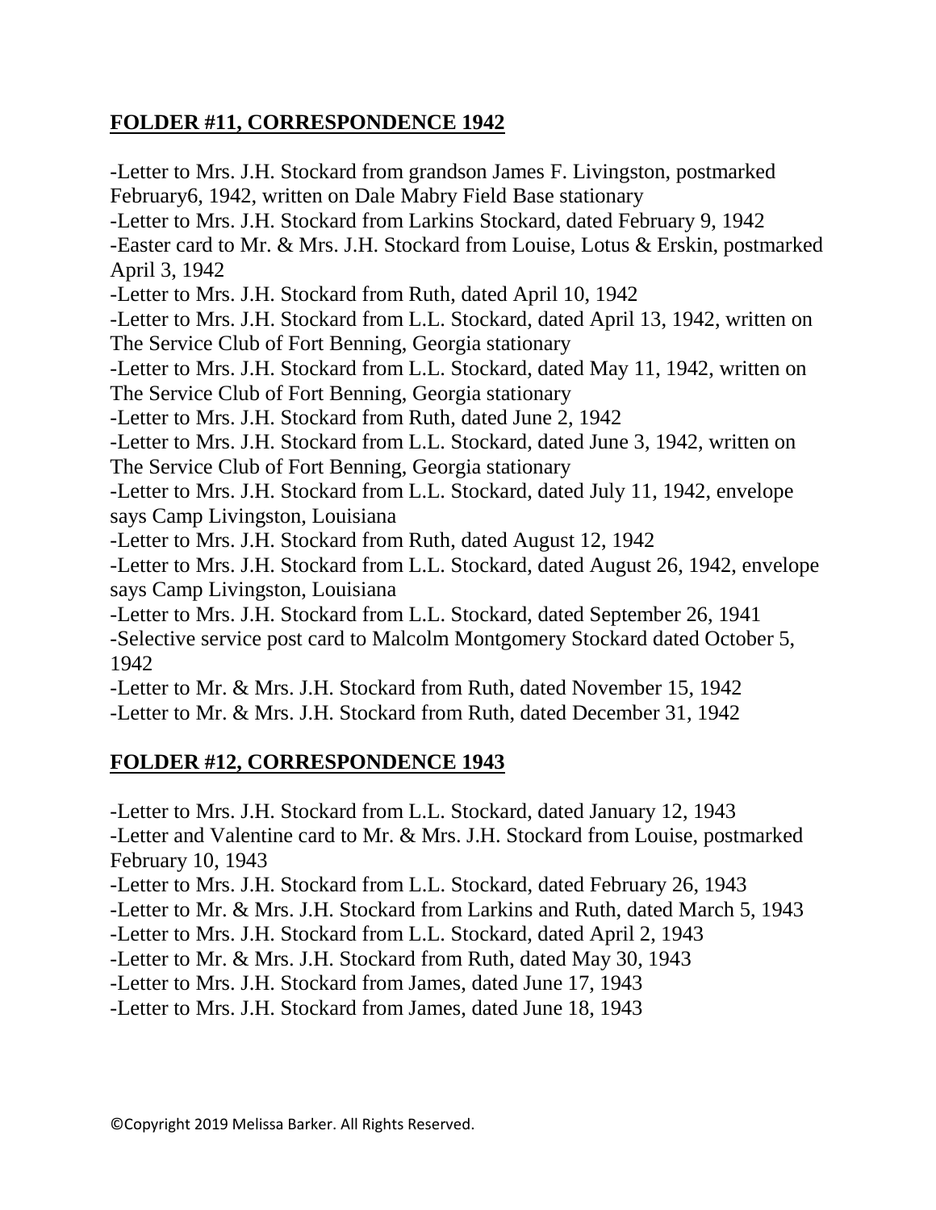## **FOLDER #11, CORRESPONDENCE 1942**

-Letter to Mrs. J.H. Stockard from grandson James F. Livingston, postmarked February6, 1942, written on Dale Mabry Field Base stationary
-Letter to Mrs. J.H. Stockard from Larkins Stockard, dated February 9, 1942
-Easter card to Mr. & Mrs. J.H. Stockard from Louise, Lotus & Erskin, postmarked April 3, 1942
-Letter to Mrs. J.H. Stockard from Ruth, dated April 10, 1942
-Letter to Mrs. J.H. Stockard from L.L. Stockard, dated April 13, 1942, written on The Service Club of Fort Benning, Georgia stationary
-Letter to Mrs. J.H. Stockard from L.L. Stockard, dated May 11, 1942, written on The Service Club of Fort Benning, Georgia stationary
-Letter to Mrs. J.H. Stockard from Ruth, dated June 2, 1942
-Letter to Mrs. J.H. Stockard from L.L. Stockard, dated June 3, 1942, written on The Service Club of Fort Benning, Georgia stationary
-Letter to Mrs. J.H. Stockard from L.L. Stockard, dated July 11, 1942, envelope says Camp Livingston, Louisiana
-Letter to Mrs. J.H. Stockard from Ruth, dated August 12, 1942
-Letter to Mrs. J.H. Stockard from L.L. Stockard, dated August 26, 1942, envelope says Camp Livingston, Louisiana
-Letter to Mrs. J.H. Stockard from L.L. Stockard, dated September 26, 1941
-Selective service post card to Malcolm Montgomery Stockard dated October 5, 1942
-Letter to Mr. & Mrs. J.H. Stockard from Ruth, dated November 15, 1942
-Letter to Mr. & Mrs. J.H. Stockard from Ruth, dated December 31, 1942

## **FOLDER #12, CORRESPONDENCE 1943**

-Letter to Mrs. J.H. Stockard from L.L. Stockard, dated January 12, 1943
-Letter and Valentine card to Mr. & Mrs. J.H. Stockard from Louise, postmarked February 10, 1943
-Letter to Mrs. J.H. Stockard from L.L. Stockard, dated February 26, 1943
-Letter to Mr. & Mrs. J.H. Stockard from Larkins and Ruth, dated March 5, 1943
-Letter to Mrs. J.H. Stockard from L.L. Stockard, dated April 2, 1943
-Letter to Mr. & Mrs. J.H. Stockard from Ruth, dated May 30, 1943
-Letter to Mrs. J.H. Stockard from James, dated June 17, 1943
-Letter to Mrs. J.H. Stockard from James, dated June 18, 1943

©Copyright 2019 Melissa Barker. All Rights Reserved.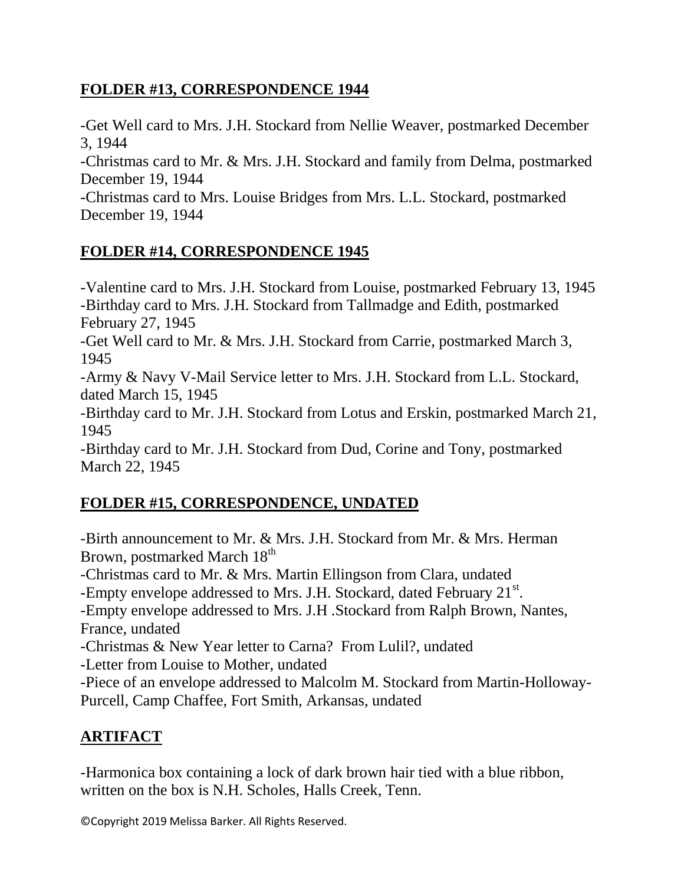## FOLDER #13, CORRESPONDENCE 1944

-Get Well card to Mrs. J.H. Stockard from Nellie Weaver, postmarked December 3, 1944
-Christmas card to Mr. & Mrs. J.H. Stockard and family from Delma, postmarked December 19, 1944
-Christmas card to Mrs. Louise Bridges from Mrs. L.L. Stockard, postmarked December 19, 1944

## FOLDER #14, CORRESPONDENCE 1945

-Valentine card to Mrs. J.H. Stockard from Louise, postmarked February 13, 1945
-Birthday card to Mrs. J.H. Stockard from Tallmadge and Edith, postmarked February 27, 1945
-Get Well card to Mr. & Mrs. J.H. Stockard from Carrie, postmarked March 3, 1945
-Army & Navy V-Mail Service letter to Mrs. J.H. Stockard from L.L. Stockard, dated March 15, 1945
-Birthday card to Mr. J.H. Stockard from Lotus and Erskin, postmarked March 21, 1945
-Birthday card to Mr. J.H. Stockard from Dud, Corine and Tony, postmarked March 22, 1945

## FOLDER #15, CORRESPONDENCE, UNDATED

-Birth announcement to Mr. & Mrs. J.H. Stockard from Mr. & Mrs. Herman Brown, postmarked March 18th
-Christmas card to Mr. & Mrs. Martin Ellingson from Clara, undated
-Empty envelope addressed to Mrs. J.H. Stockard, dated February 21st.
-Empty envelope addressed to Mrs. J.H .Stockard from Ralph Brown, Nantes, France, undated
-Christmas & New Year letter to Carna? From Lulil?, undated
-Letter from Louise to Mother, undated
-Piece of an envelope addressed to Malcolm M. Stockard from Martin-Holloway-Purcell, Camp Chaffee, Fort Smith, Arkansas, undated

## ARTIFACT

-Harmonica box containing a lock of dark brown hair tied with a blue ribbon, written on the box is N.H. Scholes, Halls Creek, Tenn.

©Copyright 2019 Melissa Barker. All Rights Reserved.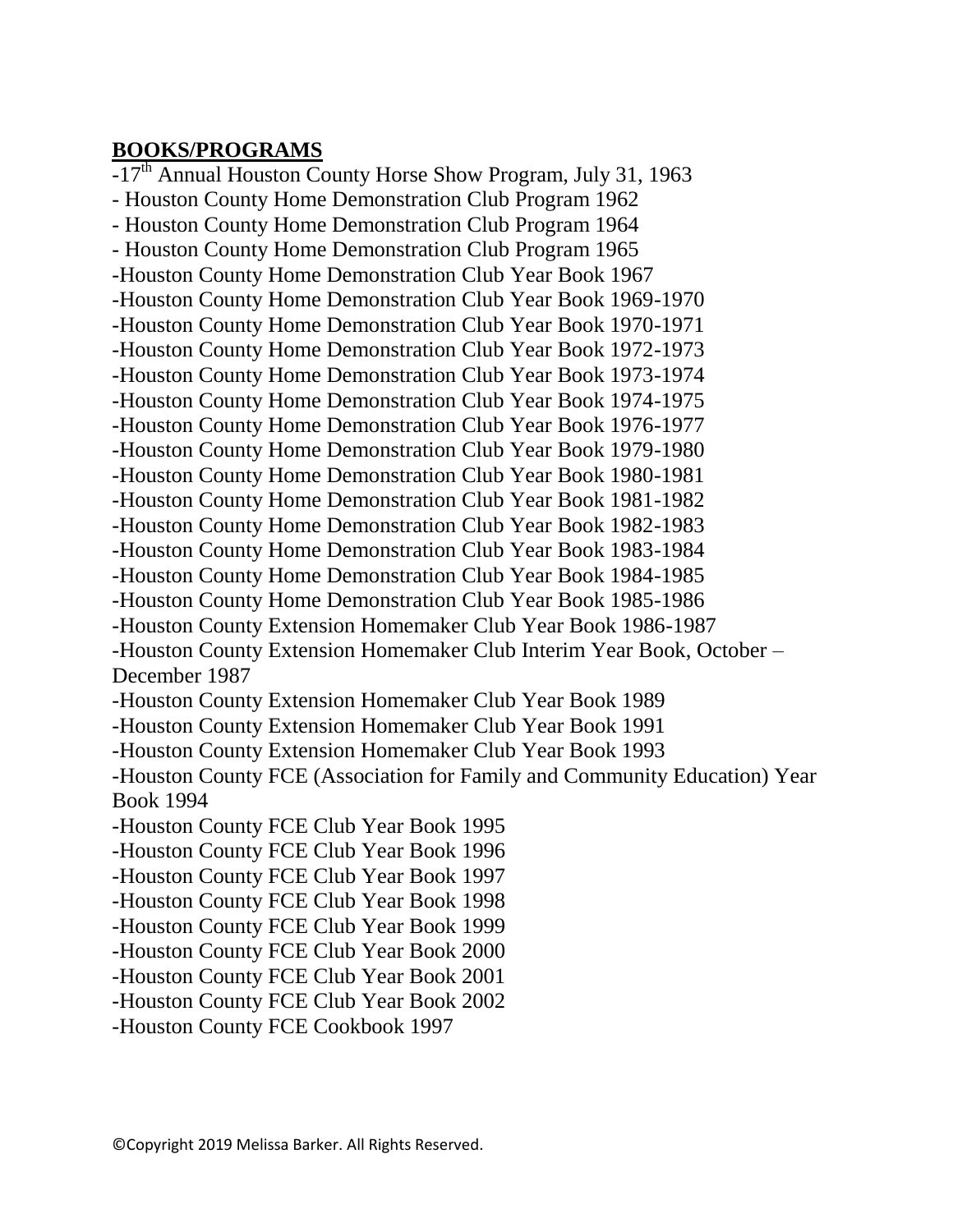**BOOKS/PROGRAMS**

-17th Annual Houston County Horse Show Program, July 31, 1963
- Houston County Home Demonstration Club Program 1962
- Houston County Home Demonstration Club Program 1964
- Houston County Home Demonstration Club Program 1965

-Houston County Home Demonstration Club Year Book 1967
-Houston County Home Demonstration Club Year Book 1969-1970
-Houston County Home Demonstration Club Year Book 1970-1971
-Houston County Home Demonstration Club Year Book 1972-1973
-Houston County Home Demonstration Club Year Book 1973-1974
-Houston County Home Demonstration Club Year Book 1974-1975
-Houston County Home Demonstration Club Year Book 1976-1977
-Houston County Home Demonstration Club Year Book 1979-1980
-Houston County Home Demonstration Club Year Book 1980-1981
-Houston County Home Demonstration Club Year Book 1981-1982
-Houston County Home Demonstration Club Year Book 1982-1983
-Houston County Home Demonstration Club Year Book 1983-1984
-Houston County Home Demonstration Club Year Book 1984-1985
-Houston County Home Demonstration Club Year Book 1985-1986
-Houston County Extension Homemaker Club Year Book 1986-1987
-Houston County Extension Homemaker Club Interim Year Book, October – December 1987
-Houston County Extension Homemaker Club Year Book 1989
-Houston County Extension Homemaker Club Year Book 1991
-Houston County Extension Homemaker Club Year Book 1993
-Houston County FCE (Association for Family and Community Education) Year Book 1994
-Houston County FCE Club Year Book 1995
-Houston County FCE Club Year Book 1996
-Houston County FCE Club Year Book 1997
-Houston County FCE Club Year Book 1998
-Houston County FCE Club Year Book 1999
-Houston County FCE Club Year Book 2000
-Houston County FCE Club Year Book 2001
-Houston County FCE Club Year Book 2002
-Houston County FCE Cookbook 1997

©Copyright 2019 Melissa Barker. All Rights Reserved.